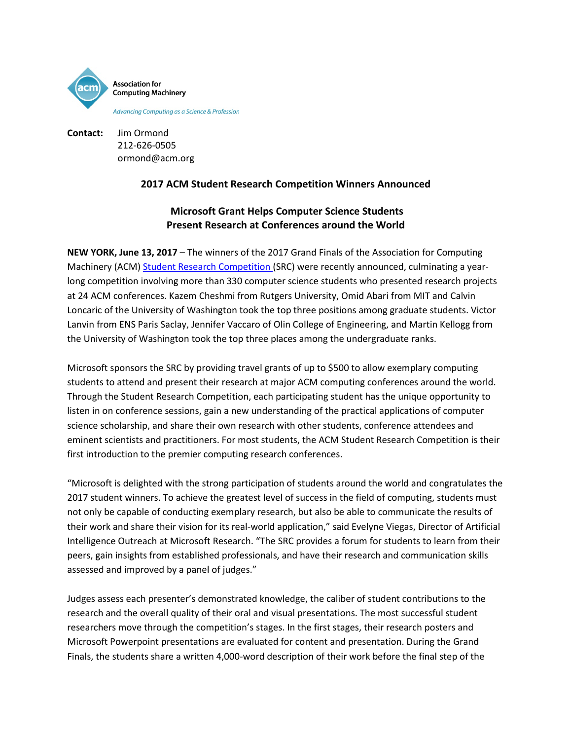Association for Computing Machinery

*Advancing Computing as a Science & Profession*

**Contact:** Jim Ormond
212-626-0505
ormond@acm.org

**2017 ACM Student Research Competition Winners Announced**

**Microsoft Grant Helps Computer Science Students Present Research at Conferences around the World**

**NEW YORK, June 13, 2017** – The winners of the 2017 Grand Finals of the Association for Computing Machinery (ACM) Student Research Competition (SRC) were recently announced, culminating a year-long competition involving more than 330 computer science students who presented research projects at 24 ACM conferences. Kazem Cheshmi from Rutgers University, Omid Abari from MIT and Calvin Loncaric of the University of Washington took the top three positions among graduate students. Victor Lanvin from ENS Paris Saclay, Jennifer Vaccaro of Olin College of Engineering, and Martin Kellogg from the University of Washington took the top three places among the undergraduate ranks.

Microsoft sponsors the SRC by providing travel grants of up to $500 to allow exemplary computing students to attend and present their research at major ACM computing conferences around the world. Through the Student Research Competition, each participating student has the unique opportunity to listen in on conference sessions, gain a new understanding of the practical applications of computer science scholarship, and share their own research with other students, conference attendees and eminent scientists and practitioners. For most students, the ACM Student Research Competition is their first introduction to the premier computing research conferences.

"Microsoft is delighted with the strong participation of students around the world and congratulates the 2017 student winners. To achieve the greatest level of success in the field of computing, students must not only be capable of conducting exemplary research, but also be able to communicate the results of their work and share their vision for its real-world application," said Evelyne Viegas, Director of Artificial Intelligence Outreach at Microsoft Research. "The SRC provides a forum for students to learn from their peers, gain insights from established professionals, and have their research and communication skills assessed and improved by a panel of judges."

Judges assess each presenter's demonstrated knowledge, the caliber of student contributions to the research and the overall quality of their oral and visual presentations. The most successful student researchers move through the competition's stages. In the first stages, their research posters and Microsoft Powerpoint presentations are evaluated for content and presentation. During the Grand Finals, the students share a written 4,000-word description of their work before the final step of the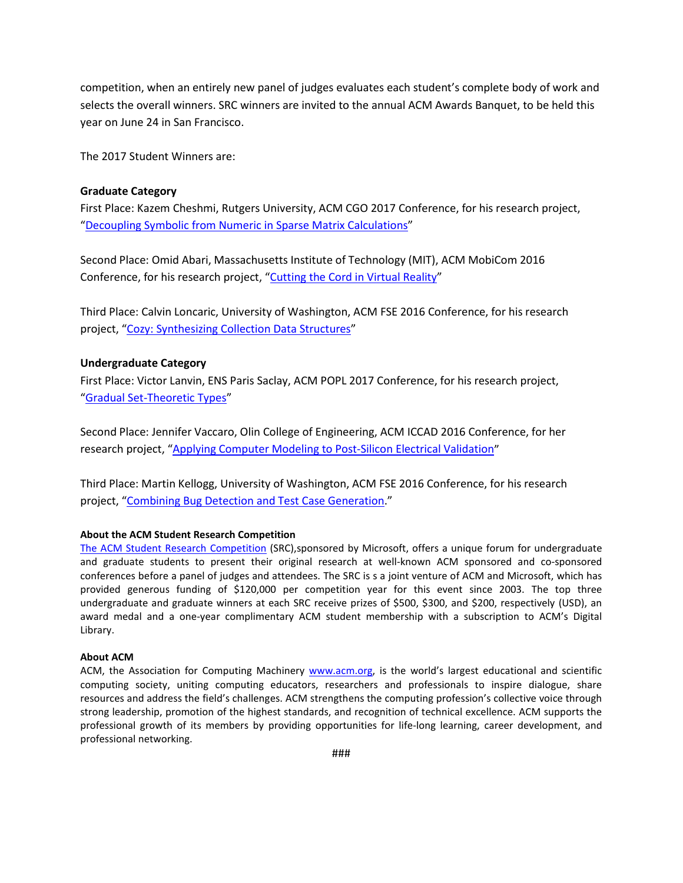competition, when an entirely new panel of judges evaluates each student's complete body of work and selects the overall winners. SRC winners are invited to the annual ACM Awards Banquet, to be held this year on June 24 in San Francisco.

The 2017 Student Winners are:

**Graduate Category**
First Place: Kazem Cheshmi, Rutgers University, ACM CGO 2017 Conference, for his research project, "Decoupling Symbolic from Numeric in Sparse Matrix Calculations"

Second Place: Omid Abari, Massachusetts Institute of Technology (MIT), ACM MobiCom 2016 Conference, for his research project, "Cutting the Cord in Virtual Reality"

Third Place: Calvin Loncaric, University of Washington, ACM FSE 2016 Conference, for his research project, "Cozy: Synthesizing Collection Data Structures"

**Undergraduate Category**
First Place: Victor Lanvin, ENS Paris Saclay, ACM POPL 2017 Conference, for his research project, "Gradual Set-Theoretic Types"

Second Place: Jennifer Vaccaro, Olin College of Engineering, ACM ICCAD 2016 Conference, for her research project, "Applying Computer Modeling to Post-Silicon Electrical Validation"

Third Place: Martin Kellogg, University of Washington, ACM FSE 2016 Conference, for his research project, "Combining Bug Detection and Test Case Generation."

**About the ACM Student Research Competition**
The ACM Student Research Competition (SRC),sponsored by Microsoft, offers a unique forum for undergraduate and graduate students to present their original research at well-known ACM sponsored and co-sponsored conferences before a panel of judges and attendees. The SRC is s a joint venture of ACM and Microsoft, which has provided generous funding of $120,000 per competition year for this event since 2003. The top three undergraduate and graduate winners at each SRC receive prizes of $500, $300, and $200, respectively (USD), an award medal and a one-year complimentary ACM student membership with a subscription to ACM's Digital Library.

**About ACM**
ACM, the Association for Computing Machinery www.acm.org, is the world's largest educational and scientific computing society, uniting computing educators, researchers and professionals to inspire dialogue, share resources and address the field's challenges. ACM strengthens the computing profession's collective voice through strong leadership, promotion of the highest standards, and recognition of technical excellence. ACM supports the professional growth of its members by providing opportunities for life-long learning, career development, and professional networking.

###